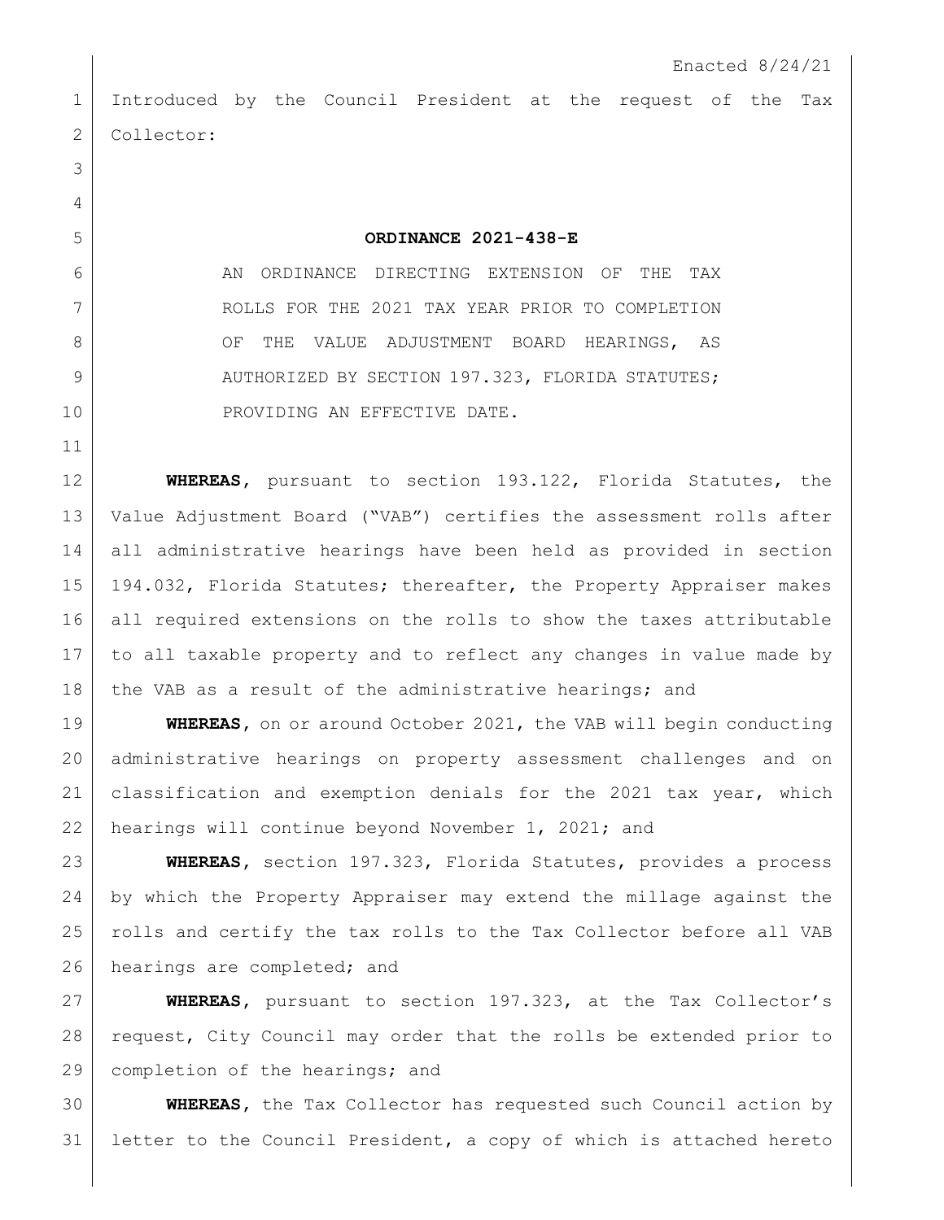Enacted 8/24/21

Introduced by the Council President at the request of the Tax Collector:

**ORDINANCE 2021-438-E**

AN ORDINANCE DIRECTING EXTENSION OF THE TAX ROLLS FOR THE 2021 TAX YEAR PRIOR TO COMPLETION OF THE VALUE ADJUSTMENT BOARD HEARINGS, AS AUTHORIZED BY SECTION 197.323, FLORIDA STATUTES; PROVIDING AN EFFECTIVE DATE.

**WHEREAS,** pursuant to section 193.122, Florida Statutes, the Value Adjustment Board ("VAB") certifies the assessment rolls after all administrative hearings have been held as provided in section 194.032, Florida Statutes; thereafter, the Property Appraiser makes all required extensions on the rolls to show the taxes attributable to all taxable property and to reflect any changes in value made by the VAB as a result of the administrative hearings; and

**WHEREAS,** on or around October 2021, the VAB will begin conducting administrative hearings on property assessment challenges and on classification and exemption denials for the 2021 tax year, which hearings will continue beyond November 1, 2021; and

**WHEREAS,** section 197.323, Florida Statutes, provides a process by which the Property Appraiser may extend the millage against the rolls and certify the tax rolls to the Tax Collector before all VAB hearings are completed; and

**WHEREAS,** pursuant to section 197.323, at the Tax Collector's request, City Council may order that the rolls be extended prior to completion of the hearings; and

**WHEREAS,** the Tax Collector has requested such Council action by letter to the Council President, a copy of which is attached hereto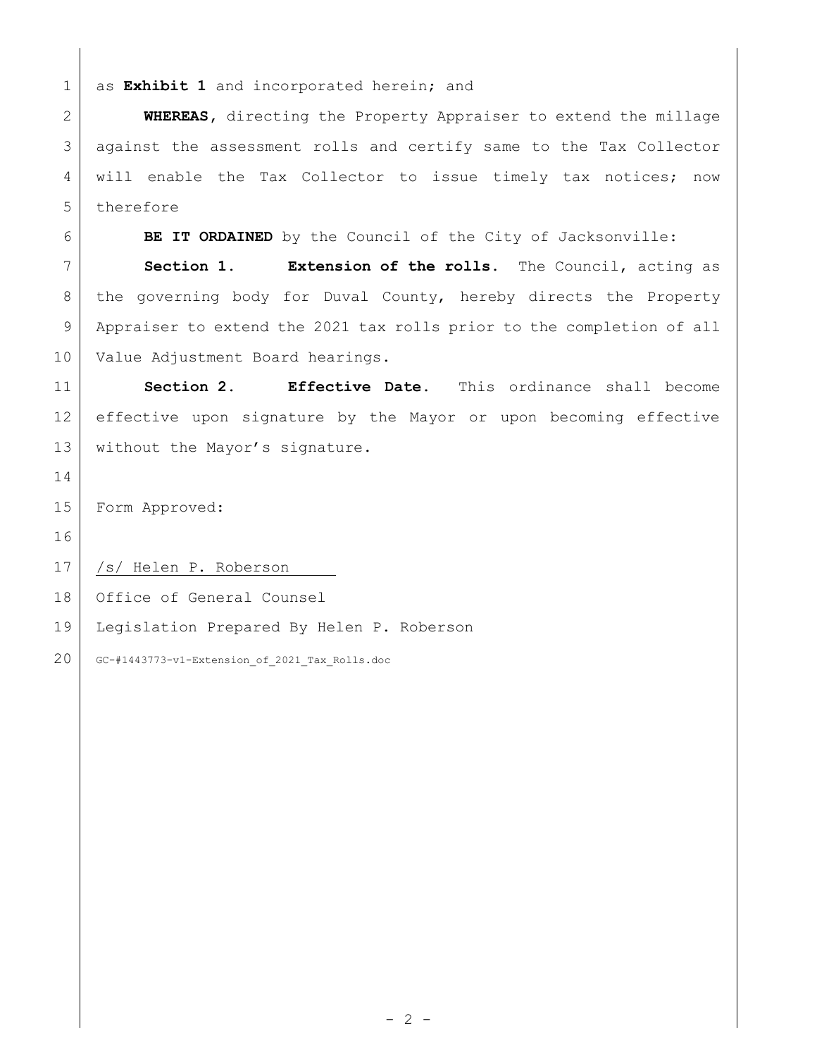as **Exhibit 1** and incorporated herein; and

**WHEREAS**, directing the Property Appraiser to extend the millage against the assessment rolls and certify same to the Tax Collector will enable the Tax Collector to issue timely tax notices; now therefore

**BE IT ORDAINED** by the Council of the City of Jacksonville:

**Section 1. Extension of the rolls.** The Council, acting as the governing body for Duval County, hereby directs the Property Appraiser to extend the 2021 tax rolls prior to the completion of all Value Adjustment Board hearings.

**Section 2. Effective Date.** This ordinance shall become effective upon signature by the Mayor or upon becoming effective without the Mayor's signature.

Form Approved:

/s/ Helen P. Roberson

Office of General Counsel

Legislation Prepared By Helen P. Roberson

GC-#1443773-v1-Extension_of_2021_Tax_Rolls.doc